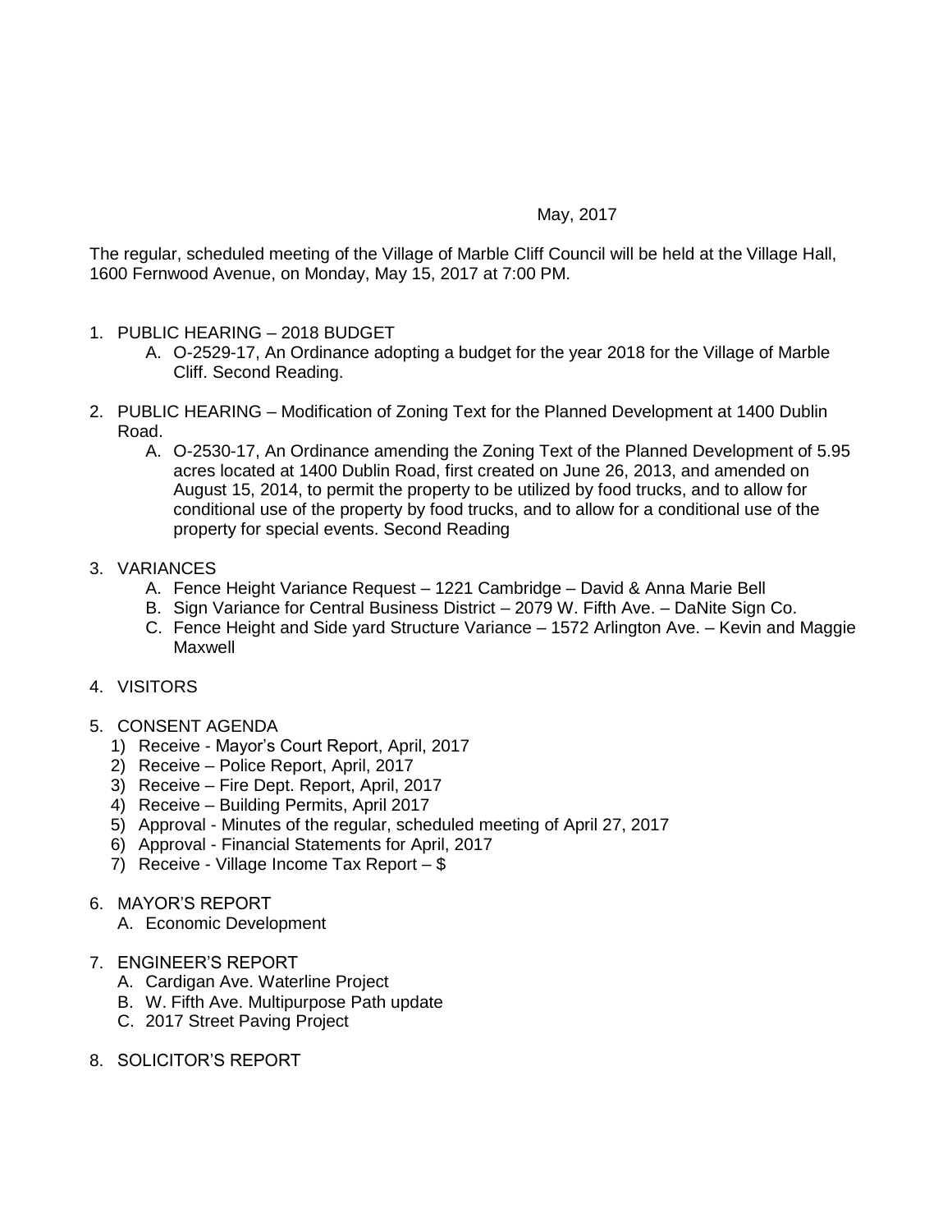May, 2017

The regular, scheduled meeting of the Village of Marble Cliff Council will be held at the Village Hall, 1600 Fernwood Avenue, on Monday, May 15, 2017 at 7:00 PM.

1. PUBLIC HEARING – 2018 BUDGET
   A. O-2529-17, An Ordinance adopting a budget for the year 2018 for the Village of Marble Cliff. Second Reading.

2. PUBLIC HEARING – Modification of Zoning Text for the Planned Development at 1400 Dublin Road.
   A. O-2530-17, An Ordinance amending the Zoning Text of the Planned Development of 5.95 acres located at 1400 Dublin Road, first created on June 26, 2013, and amended on August 15, 2014, to permit the property to be utilized by food trucks, and to allow for conditional use of the property by food trucks, and to allow for a conditional use of the property for special events. Second Reading

3. VARIANCES
   A. Fence Height Variance Request – 1221 Cambridge – David & Anna Marie Bell
   B. Sign Variance for Central Business District – 2079 W. Fifth Ave. – DaNite Sign Co.
   C. Fence Height and Side yard Structure Variance – 1572 Arlington Ave. – Kevin and Maggie Maxwell

4. VISITORS

5. CONSENT AGENDA
   1) Receive - Mayor's Court Report, April, 2017
   2) Receive – Police Report, April, 2017
   3) Receive – Fire Dept. Report, April, 2017
   4) Receive – Building Permits, April 2017
   5) Approval - Minutes of the regular, scheduled meeting of April 27, 2017
   6) Approval - Financial Statements for April, 2017
   7) Receive - Village Income Tax Report – $

6. MAYOR'S REPORT
   A. Economic Development

7. ENGINEER'S REPORT
   A. Cardigan Ave. Waterline Project
   B. W. Fifth Ave. Multipurpose Path update
   C. 2017 Street Paving Project

8. SOLICITOR'S REPORT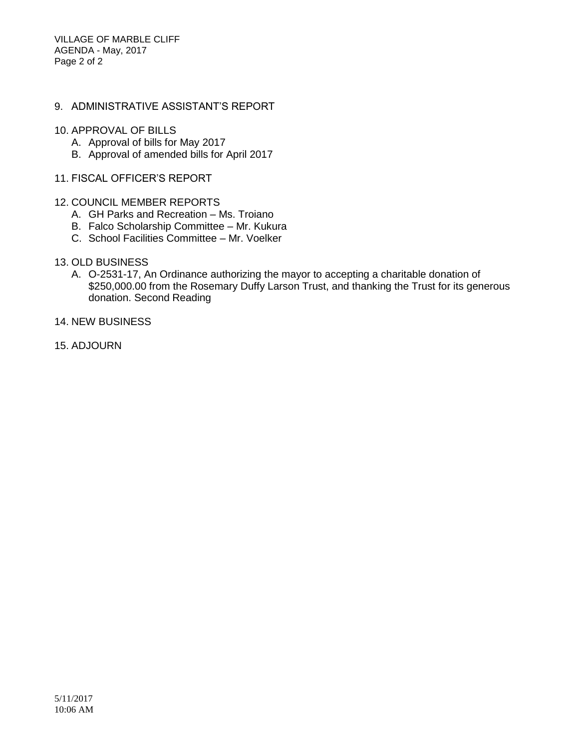9. ADMINISTRATIVE ASSISTANT'S REPORT

10. APPROVAL OF BILLS
    A. Approval of bills for May 2017
    B. Approval of amended bills for April 2017

11. FISCAL OFFICER'S REPORT

12. COUNCIL MEMBER REPORTS
    A. GH Parks and Recreation – Ms. Troiano
    B. Falco Scholarship Committee – Mr. Kukura
    C. School Facilities Committee – Mr. Voelker

13. OLD BUSINESS
    A. O-2531-17, An Ordinance authorizing the mayor to accepting a charitable donation of $250,000.00 from the Rosemary Duffy Larson Trust, and thanking the Trust for its generous donation. Second Reading

14. NEW BUSINESS

15. ADJOURN

5/11/2017
10:06 AM